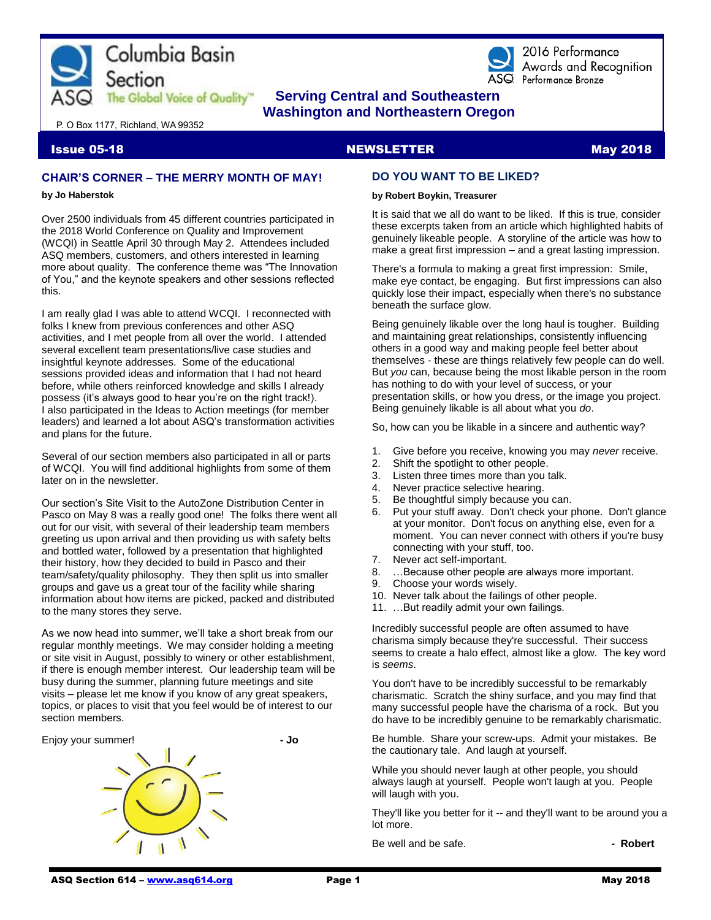Columbia Basin Section

ASQ The Global Voice of Quality™

2016 Performance Awards and Recognition
ASQ Performance Bronze

**Serving Central and Southeastern Washington and Northeastern Oregon**

P. O Box 1177, Richland, WA 99352

**Issue 05-18** **NEWSLETTER** **May 2018**

## CHAIR'S CORNER – THE MERRY MONTH OF MAY!

**by Jo Haberstok**

Over 2500 individuals from 45 different countries participated in the 2018 World Conference on Quality and Improvement (WCQI) in Seattle April 30 through May 2. Attendees included ASQ members, customers, and others interested in learning more about quality. The conference theme was "The Innovation of You," and the keynote speakers and other sessions reflected this.

I am really glad I was able to attend WCQI. I reconnected with folks I knew from previous conferences and other ASQ activities, and I met people from all over the world. I attended several excellent team presentations/live case studies and insightful keynote addresses. Some of the educational sessions provided ideas and information that I had not heard before, while others reinforced knowledge and skills I already possess (it's always good to hear you're on the right track!). I also participated in the Ideas to Action meetings (for member leaders) and learned a lot about ASQ's transformation activities and plans for the future.

Several of our section members also participated in all or parts of WCQI. You will find additional highlights from some of them later on in the newsletter.

Our section's Site Visit to the AutoZone Distribution Center in Pasco on May 8 was a really good one! The folks there went all out for our visit, with several of their leadership team members greeting us upon arrival and then providing us with safety belts and bottled water, followed by a presentation that highlighted their history, how they decided to build in Pasco and their team/safety/quality philosophy. They then split us into smaller groups and gave us a great tour of the facility while sharing information about how items are picked, packed and distributed to the many stores they serve.

As we now head into summer, we'll take a short break from our regular monthly meetings. We may consider holding a meeting or site visit in August, possibly to winery or other establishment, if there is enough member interest. Our leadership team will be busy during the summer, planning future meetings and site visits – please let me know if you know of any great speakers, topics, or places to visit that you feel would be of interest to our section members.

Enjoy your summer! **- Jo**

## DO YOU WANT TO BE LIKED?

**by Robert Boykin, Treasurer**

It is said that we all do want to be liked. If this is true, consider these excerpts taken from an article which highlighted habits of genuinely likeable people. A storyline of the article was how to make a great first impression – and a great lasting impression.

There's a formula to making a great first impression: Smile, make eye contact, be engaging. But first impressions can also quickly lose their impact, especially when there's no substance beneath the surface glow.

Being genuinely likable over the long haul is tougher. Building and maintaining great relationships, consistently influencing others in a good way and making people feel better about themselves - these are things relatively few people can do well. But *you* can, because being the most likable person in the room has nothing to do with your level of success, or your presentation skills, or how you dress, or the image you project. Being genuinely likable is all about what you *do*.

So, how can you be likable in a sincere and authentic way?

1. Give before you receive, knowing you may *never* receive.
2. Shift the spotlight to other people.
3. Listen three times more than you talk.
4. Never practice selective hearing.
5. Be thoughtful simply because you can.
6. Put your stuff away. Don't check your phone. Don't glance at your monitor. Don't focus on anything else, even for a moment. You can never connect with others if you're busy connecting with your stuff, too.
7. Never act self-important.
8. …Because other people are always more important.
9. Choose your words wisely.
10. Never talk about the failings of other people.
11. …But readily admit your own failings.

Incredibly successful people are often assumed to have charisma simply because they're successful. Their success seems to create a halo effect, almost like a glow. The key word is *seems*.

You don't have to be incredibly successful to be remarkably charismatic. Scratch the shiny surface, and you may find that many successful people have the charisma of a rock. But you do have to be incredibly genuine to be remarkably charismatic.

Be humble. Share your screw-ups. Admit your mistakes. Be the cautionary tale. And laugh at yourself.

While you should never laugh at other people, you should always laugh at yourself. People won't laugh at you. People will laugh with you.

They'll like you better for it -- and they'll want to be around you a lot more.

Be well and be safe. **- Robert**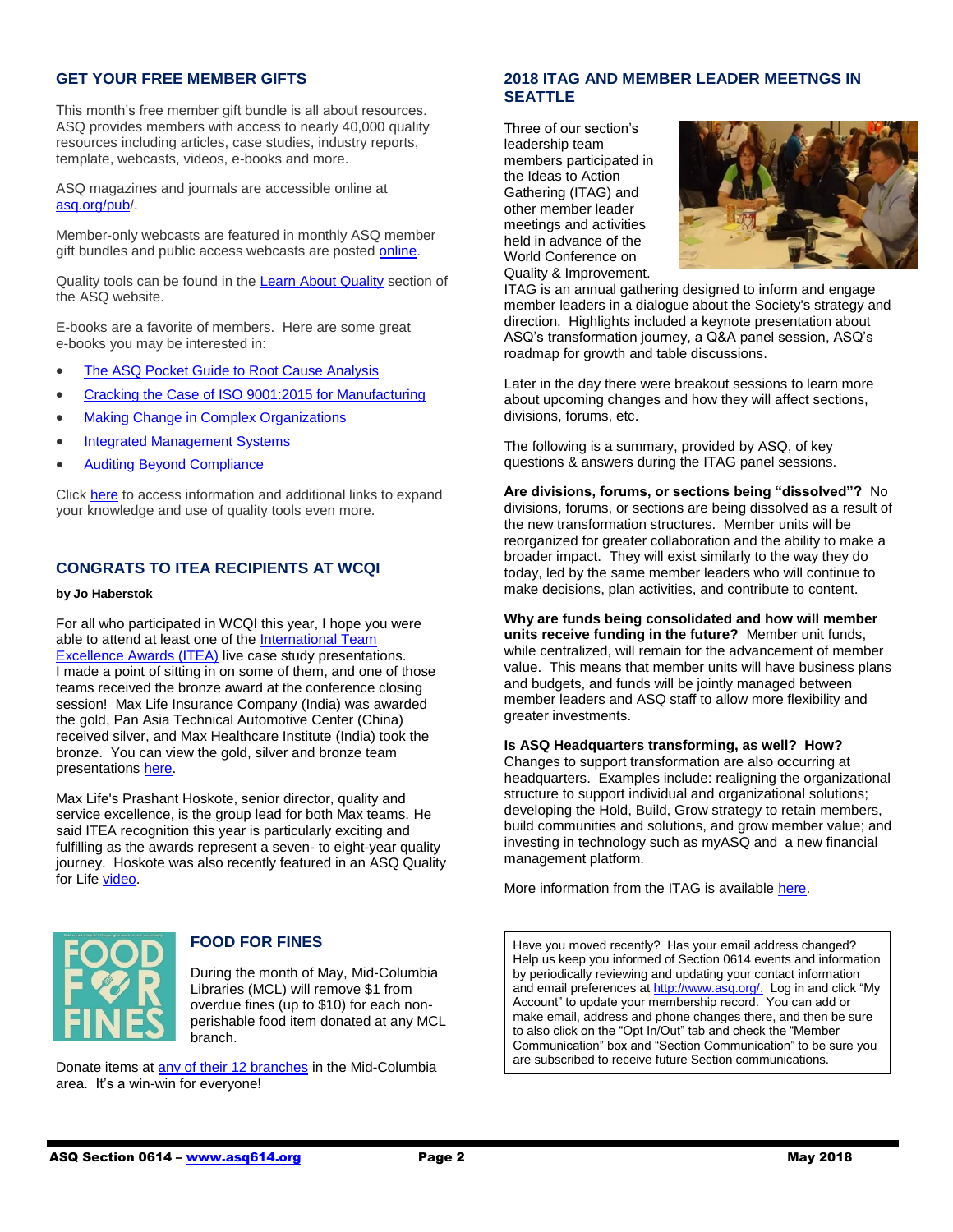## GET YOUR FREE MEMBER GIFTS

This month's free member gift bundle is all about resources. ASQ provides members with access to nearly 40,000 quality resources including articles, case studies, industry reports, template, webcasts, videos, e-books and more.

ASQ magazines and journals are accessible online at asq.org/pub/.

Member-only webcasts are featured in monthly ASQ member gift bundles and public access webcasts are posted online.

Quality tools can be found in the Learn About Quality section of the ASQ website.

E-books are a favorite of members. Here are some great e-books you may be interested in:

- The ASQ Pocket Guide to Root Cause Analysis
- Cracking the Case of ISO 9001:2015 for Manufacturing
- Making Change in Complex Organizations
- Integrated Management Systems
- Auditing Beyond Compliance

Click here to access information and additional links to expand your knowledge and use of quality tools even more.

## CONGRATS TO ITEA RECIPIENTS AT WCQI

**by Jo Haberstok**

For all who participated in WCQI this year, I hope you were able to attend at least one of the International Team Excellence Awards (ITEA) live case study presentations. I made a point of sitting in on some of them, and one of those teams received the bronze award at the conference closing session! Max Life Insurance Company (India) was awarded the gold, Pan Asia Technical Automotive Center (China) received silver, and Max Healthcare Institute (India) took the bronze. You can view the gold, silver and bronze team presentations here.

Max Life's Prashant Hoskote, senior director, quality and service excellence, is the group lead for both Max teams. He said ITEA recognition this year is particularly exciting and fulfilling as the awards represent a seven- to eight-year quality journey. Hoskote was also recently featured in an ASQ Quality for Life video.

## FOOD FOR FINES

During the month of May, Mid-Columbia Libraries (MCL) will remove $1 from overdue fines (up to $10) for each non-perishable food item donated at any MCL branch.

Donate items at any of their 12 branches in the Mid-Columbia area. It's a win-win for everyone!

## 2018 ITAG AND MEMBER LEADER MEETNGS IN SEATTLE

Three of our section's leadership team members participated in the Ideas to Action Gathering (ITAG) and other member leader meetings and activities held in advance of the World Conference on Quality & Improvement. ITAG is an annual gathering designed to inform and engage member leaders in a dialogue about the Society's strategy and direction. Highlights included a keynote presentation about ASQ's transformation journey, a Q&A panel session, ASQ's roadmap for growth and table discussions.

Later in the day there were breakout sessions to learn more about upcoming changes and how they will affect sections, divisions, forums, etc.

The following is a summary, provided by ASQ, of key questions & answers during the ITAG panel sessions.

**Are divisions, forums, or sections being "dissolved"?** No divisions, forums, or sections are being dissolved as a result of the new transformation structures. Member units will be reorganized for greater collaboration and the ability to make a broader impact. They will exist similarly to the way they do today, led by the same member leaders who will continue to make decisions, plan activities, and contribute to content.

**Why are funds being consolidated and how will member units receive funding in the future?** Member unit funds, while centralized, will remain for the advancement of member value. This means that member units will have business plans and budgets, and funds will be jointly managed between member leaders and ASQ staff to allow more flexibility and greater investments.

**Is ASQ Headquarters transforming, as well? How?** Changes to support transformation are also occurring at headquarters. Examples include: realigning the organizational structure to support individual and organizational solutions; developing the Hold, Build, Grow strategy to retain members, build communities and solutions, and grow member value; and investing in technology such as myASQ and a new financial management platform.

More information from the ITAG is available here.

Have you moved recently? Has your email address changed? Help us keep you informed of Section 0614 events and information by periodically reviewing and updating your contact information and email preferences at http://www.asq.org/. Log in and click "My Account" to update your membership record. You can add or make email, address and phone changes there, and then be sure to also click on the "Opt In/Out" tab and check the "Member Communication" box and "Section Communication" to be sure you are subscribed to receive future Section communications.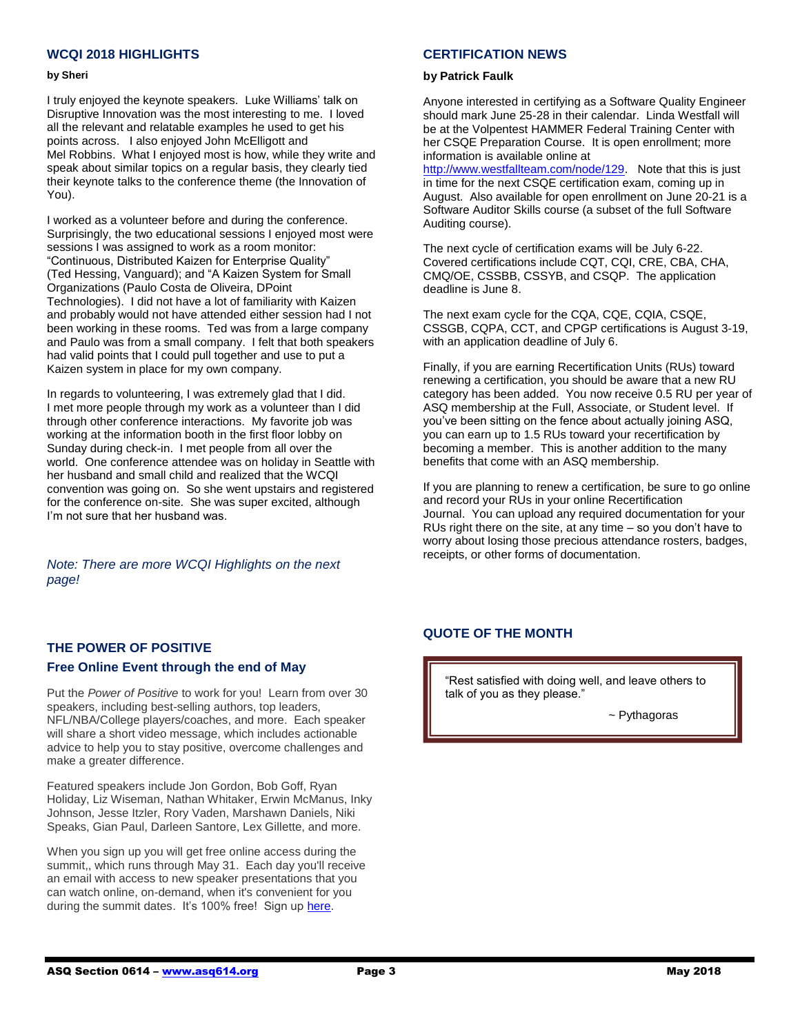## WCQI 2018 HIGHLIGHTS

**by Sheri**

I truly enjoyed the keynote speakers. Luke Williams' talk on Disruptive Innovation was the most interesting to me. I loved all the relevant and relatable examples he used to get his points across. I also enjoyed John McElligott and Mel Robbins. What I enjoyed most is how, while they write and speak about similar topics on a regular basis, they clearly tied their keynote talks to the conference theme (the Innovation of You).

I worked as a volunteer before and during the conference. Surprisingly, the two educational sessions I enjoyed most were sessions I was assigned to work as a room monitor: "Continuous, Distributed Kaizen for Enterprise Quality" (Ted Hessing, Vanguard); and "A Kaizen System for Small Organizations (Paulo Costa de Oliveira, DPoint Technologies). I did not have a lot of familiarity with Kaizen and probably would not have attended either session had I not been working in these rooms. Ted was from a large company and Paulo was from a small company. I felt that both speakers had valid points that I could pull together and use to put a Kaizen system in place for my own company.

In regards to volunteering, I was extremely glad that I did. I met more people through my work as a volunteer than I did through other conference interactions. My favorite job was working at the information booth in the first floor lobby on Sunday during check-in. I met people from all over the world. One conference attendee was on holiday in Seattle with her husband and small child and realized that the WCQI convention was going on. So she went upstairs and registered for the conference on-site. She was super excited, although I'm not sure that her husband was.

*Note: There are more WCQI Highlights on the next page!*

## THE POWER OF POSITIVE

### Free Online Event through the end of May

Put the *Power of Positive* to work for you! Learn from over 30 speakers, including best-selling authors, top leaders, NFL/NBA/College players/coaches, and more. Each speaker will share a short video message, which includes actionable advice to help you to stay positive, overcome challenges and make a greater difference.

Featured speakers include Jon Gordon, Bob Goff, Ryan Holiday, Liz Wiseman, Nathan Whitaker, Erwin McManus, Inky Johnson, Jesse Itzler, Rory Vaden, Marshawn Daniels, Niki Speaks, Gian Paul, Darleen Santore, Lex Gillette, and more.

When you sign up you will get free online access during the summit,, which runs through May 31. Each day you'll receive an email with access to new speaker presentations that you can watch online, on-demand, when it's convenient for you during the summit dates. It's 100% free! Sign up here.

## CERTIFICATION NEWS

**by Patrick Faulk**

Anyone interested in certifying as a Software Quality Engineer should mark June 25-28 in their calendar. Linda Westfall will be at the Volpentest HAMMER Federal Training Center with her CSQE Preparation Course. It is open enrollment; more information is available online at http://www.westfallteam.com/node/129. Note that this is just in time for the next CSQE certification exam, coming up in August. Also available for open enrollment on June 20-21 is a Software Auditor Skills course (a subset of the full Software Auditing course).

The next cycle of certification exams will be July 6-22. Covered certifications include CQT, CQI, CRE, CBA, CHA, CMQ/OE, CSSBB, CSSYB, and CSQP. The application deadline is June 8.

The next exam cycle for the CQA, CQE, CQIA, CSQE, CSSGB, CQPA, CCT, and CPGP certifications is August 3-19, with an application deadline of July 6.

Finally, if you are earning Recertification Units (RUs) toward renewing a certification, you should be aware that a new RU category has been added. You now receive 0.5 RU per year of ASQ membership at the Full, Associate, or Student level. If you've been sitting on the fence about actually joining ASQ, you can earn up to 1.5 RUs toward your recertification by becoming a member. This is another addition to the many benefits that come with an ASQ membership.

If you are planning to renew a certification, be sure to go online and record your RUs in your online Recertification Journal. You can upload any required documentation for your RUs right there on the site, at any time – so you don't have to worry about losing those precious attendance rosters, badges, receipts, or other forms of documentation.

## QUOTE OF THE MONTH

"Rest satisfied with doing well, and leave others to talk of you as they please."

~ Pythagoras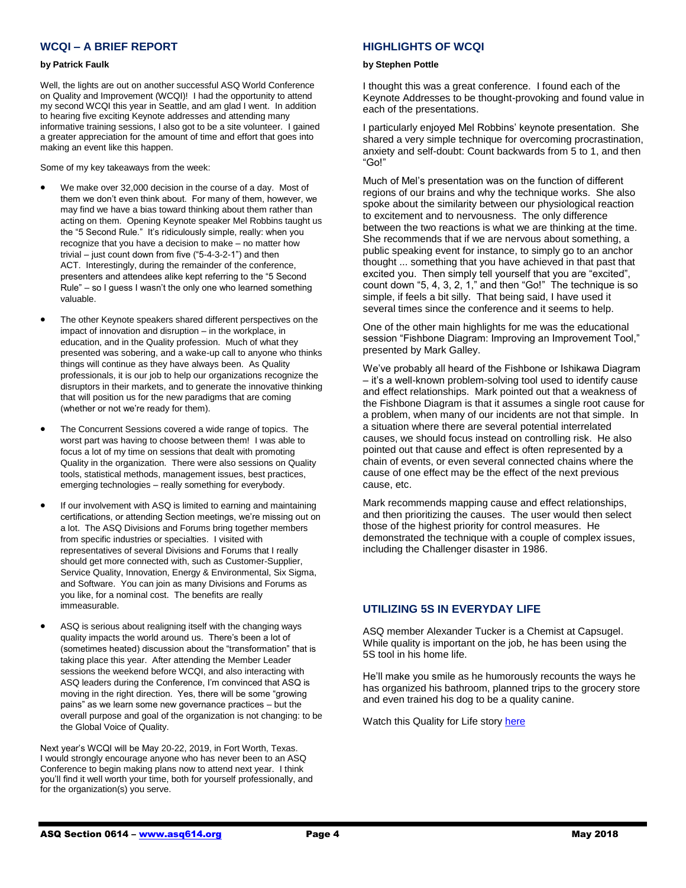## WCQI – A BRIEF REPORT

**by Patrick Faulk**

Well, the lights are out on another successful ASQ World Conference on Quality and Improvement (WCQI)! I had the opportunity to attend my second WCQI this year in Seattle, and am glad I went. In addition to hearing five exciting Keynote addresses and attending many informative training sessions, I also got to be a site volunteer. I gained a greater appreciation for the amount of time and effort that goes into making an event like this happen.

Some of my key takeaways from the week:

- We make over 32,000 decision in the course of a day. Most of them we don't even think about. For many of them, however, we may find we have a bias toward thinking about them rather than acting on them. Opening Keynote speaker Mel Robbins taught us the "5 Second Rule." It's ridiculously simple, really: when you recognize that you have a decision to make – no matter how trivial – just count down from five ("5-4-3-2-1") and then ACT. Interestingly, during the remainder of the conference, presenters and attendees alike kept referring to the "5 Second Rule" – so I guess I wasn't the only one who learned something valuable.
- The other Keynote speakers shared different perspectives on the impact of innovation and disruption – in the workplace, in education, and in the Quality profession. Much of what they presented was sobering, and a wake-up call to anyone who thinks things will continue as they have always been. As Quality professionals, it is our job to help our organizations recognize the disruptors in their markets, and to generate the innovative thinking that will position us for the new paradigms that are coming (whether or not we're ready for them).
- The Concurrent Sessions covered a wide range of topics. The worst part was having to choose between them! I was able to focus a lot of my time on sessions that dealt with promoting Quality in the organization. There were also sessions on Quality tools, statistical methods, management issues, best practices, emerging technologies – really something for everybody.
- If our involvement with ASQ is limited to earning and maintaining certifications, or attending Section meetings, we're missing out on a lot. The ASQ Divisions and Forums bring together members from specific industries or specialties. I visited with representatives of several Divisions and Forums that I really should get more connected with, such as Customer-Supplier, Service Quality, Innovation, Energy & Environmental, Six Sigma, and Software. You can join as many Divisions and Forums as you like, for a nominal cost. The benefits are really immeasurable.
- ASQ is serious about realigning itself with the changing ways quality impacts the world around us. There's been a lot of (sometimes heated) discussion about the "transformation" that is taking place this year. After attending the Member Leader sessions the weekend before WCQI, and also interacting with ASQ leaders during the Conference, I'm convinced that ASQ is moving in the right direction. Yes, there will be some "growing pains" as we learn some new governance practices – but the overall purpose and goal of the organization is not changing: to be the Global Voice of Quality.

Next year's WCQI will be May 20-22, 2019, in Fort Worth, Texas. I would strongly encourage anyone who has never been to an ASQ Conference to begin making plans now to attend next year. I think you'll find it well worth your time, both for yourself professionally, and for the organization(s) you serve.

## HIGHLIGHTS OF WCQI

**by Stephen Pottle**

I thought this was a great conference. I found each of the Keynote Addresses to be thought-provoking and found value in each of the presentations.

I particularly enjoyed Mel Robbins' keynote presentation. She shared a very simple technique for overcoming procrastination, anxiety and self-doubt: Count backwards from 5 to 1, and then "Go!"

Much of Mel's presentation was on the function of different regions of our brains and why the technique works. She also spoke about the similarity between our physiological reaction to excitement and to nervousness. The only difference between the two reactions is what we are thinking at the time. She recommends that if we are nervous about something, a public speaking event for instance, to simply go to an anchor thought ... something that you have achieved in that past that excited you. Then simply tell yourself that you are "excited", count down "5, 4, 3, 2, 1," and then "Go!" The technique is so simple, if feels a bit silly. That being said, I have used it several times since the conference and it seems to help.

One of the other main highlights for me was the educational session "Fishbone Diagram: Improving an Improvement Tool," presented by Mark Galley.

We've probably all heard of the Fishbone or Ishikawa Diagram – it's a well-known problem-solving tool used to identify cause and effect relationships. Mark pointed out that a weakness of the Fishbone Diagram is that it assumes a single root cause for a problem, when many of our incidents are not that simple. In a situation where there are several potential interrelated causes, we should focus instead on controlling risk. He also pointed out that cause and effect is often represented by a chain of events, or even several connected chains where the cause of one effect may be the effect of the next previous cause, etc.

Mark recommends mapping cause and effect relationships, and then prioritizing the causes. The user would then select those of the highest priority for control measures. He demonstrated the technique with a couple of complex issues, including the Challenger disaster in 1986.

## UTILIZING 5S IN EVERYDAY LIFE

ASQ member Alexander Tucker is a Chemist at Capsugel. While quality is important on the job, he has been using the 5S tool in his home life.

He'll make you smile as he humorously recounts the ways he has organized his bathroom, planned trips to the grocery store and even trained his dog to be a quality canine.

Watch this Quality for Life story here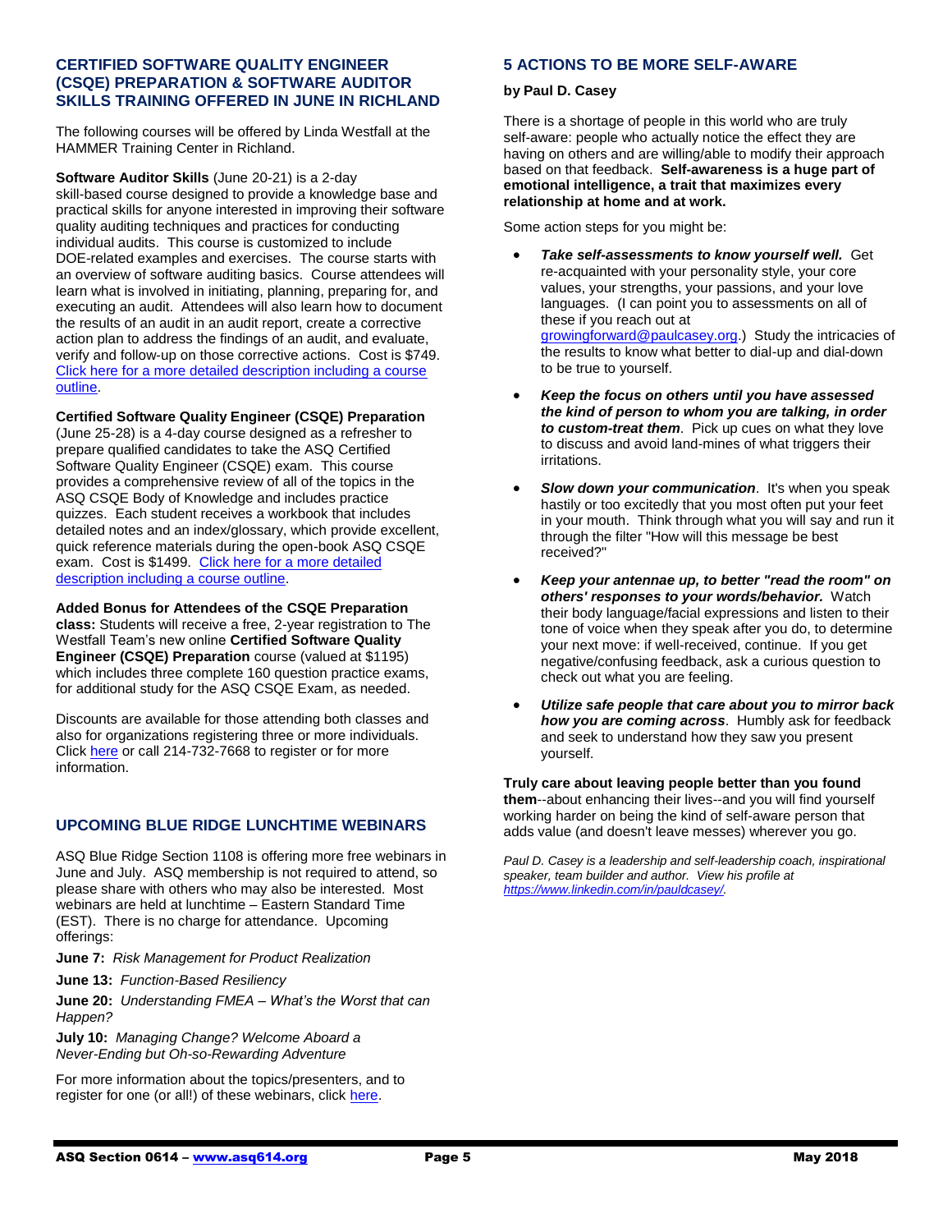## CERTIFIED SOFTWARE QUALITY ENGINEER (CSQE) PREPARATION & SOFTWARE AUDITOR SKILLS TRAINING OFFERED IN JUNE IN RICHLAND

The following courses will be offered by Linda Westfall at the HAMMER Training Center in Richland.

**Software Auditor Skills** (June 20-21) is a 2-day skill-based course designed to provide a knowledge base and practical skills for anyone interested in improving their software quality auditing techniques and practices for conducting individual audits. This course is customized to include DOE-related examples and exercises. The course starts with an overview of software auditing basics. Course attendees will learn what is involved in initiating, planning, preparing for, and executing an audit. Attendees will also learn how to document the results of an audit in an audit report, create a corrective action plan to address the findings of an audit, and evaluate, verify and follow-up on those corrective actions. Cost is $749. Click here for a more detailed description including a course outline.

**Certified Software Quality Engineer (CSQE) Preparation** (June 25-28) is a 4-day course designed as a refresher to prepare qualified candidates to take the ASQ Certified Software Quality Engineer (CSQE) exam. This course provides a comprehensive review of all of the topics in the ASQ CSQE Body of Knowledge and includes practice quizzes. Each student receives a workbook that includes detailed notes and an index/glossary, which provide excellent, quick reference materials during the open-book ASQ CSQE exam. Cost is $1499. Click here for a more detailed description including a course outline.

**Added Bonus for Attendees of the CSQE Preparation class:** Students will receive a free, 2-year registration to The Westfall Team's new online **Certified Software Quality Engineer (CSQE) Preparation** course (valued at $1195) which includes three complete 160 question practice exams, for additional study for the ASQ CSQE Exam, as needed.

Discounts are available for those attending both classes and also for organizations registering three or more individuals. Click here or call 214-732-7668 to register or for more information.

## UPCOMING BLUE RIDGE LUNCHTIME WEBINARS

ASQ Blue Ridge Section 1108 is offering more free webinars in June and July. ASQ membership is not required to attend, so please share with others who may also be interested. Most webinars are held at lunchtime – Eastern Standard Time (EST). There is no charge for attendance. Upcoming offerings:

**June 7:** *Risk Management for Product Realization*

**June 13:** *Function-Based Resiliency*

**June 20:** *Understanding FMEA – What's the Worst that can Happen?*

**July 10:** *Managing Change? Welcome Aboard a Never-Ending but Oh-so-Rewarding Adventure*

For more information about the topics/presenters, and to register for one (or all!) of these webinars, click here.

## 5 ACTIONS TO BE MORE SELF-AWARE

**by Paul D. Casey**

There is a shortage of people in this world who are truly self-aware: people who actually notice the effect they are having on others and are willing/able to modify their approach based on that feedback. **Self-awareness is a huge part of emotional intelligence, a trait that maximizes every relationship at home and at work.**

Some action steps for you might be:

- ***Take self-assessments to know yourself well.*** Get re-acquainted with your personality style, your core values, your strengths, your passions, and your love languages. (I can point you to assessments on all of these if you reach out at growingforward@paulcasey.org.) Study the intricacies of the results to know what better to dial-up and dial-down to be true to yourself.
- ***Keep the focus on others until you have assessed the kind of person to whom you are talking, in order to custom-treat them***. Pick up cues on what they love to discuss and avoid land-mines of what triggers their irritations.
- ***Slow down your communication***. It's when you speak hastily or too excitedly that you most often put your feet in your mouth. Think through what you will say and run it through the filter "How will this message be best received?"
- ***Keep your antennae up, to better "read the room" on others' responses to your words/behavior.*** Watch their body language/facial expressions and listen to their tone of voice when they speak after you do, to determine your next move: if well-received, continue. If you get negative/confusing feedback, ask a curious question to check out what you are feeling.
- ***Utilize safe people that care about you to mirror back how you are coming across***. Humbly ask for feedback and seek to understand how they saw you present yourself.

**Truly care about leaving people better than you found them**--about enhancing their lives--and you will find yourself working harder on being the kind of self-aware person that adds value (and doesn't leave messes) wherever you go.

*Paul D. Casey is a leadership and self-leadership coach, inspirational speaker, team builder and author. View his profile at https://www.linkedin.com/in/pauldcasey/.*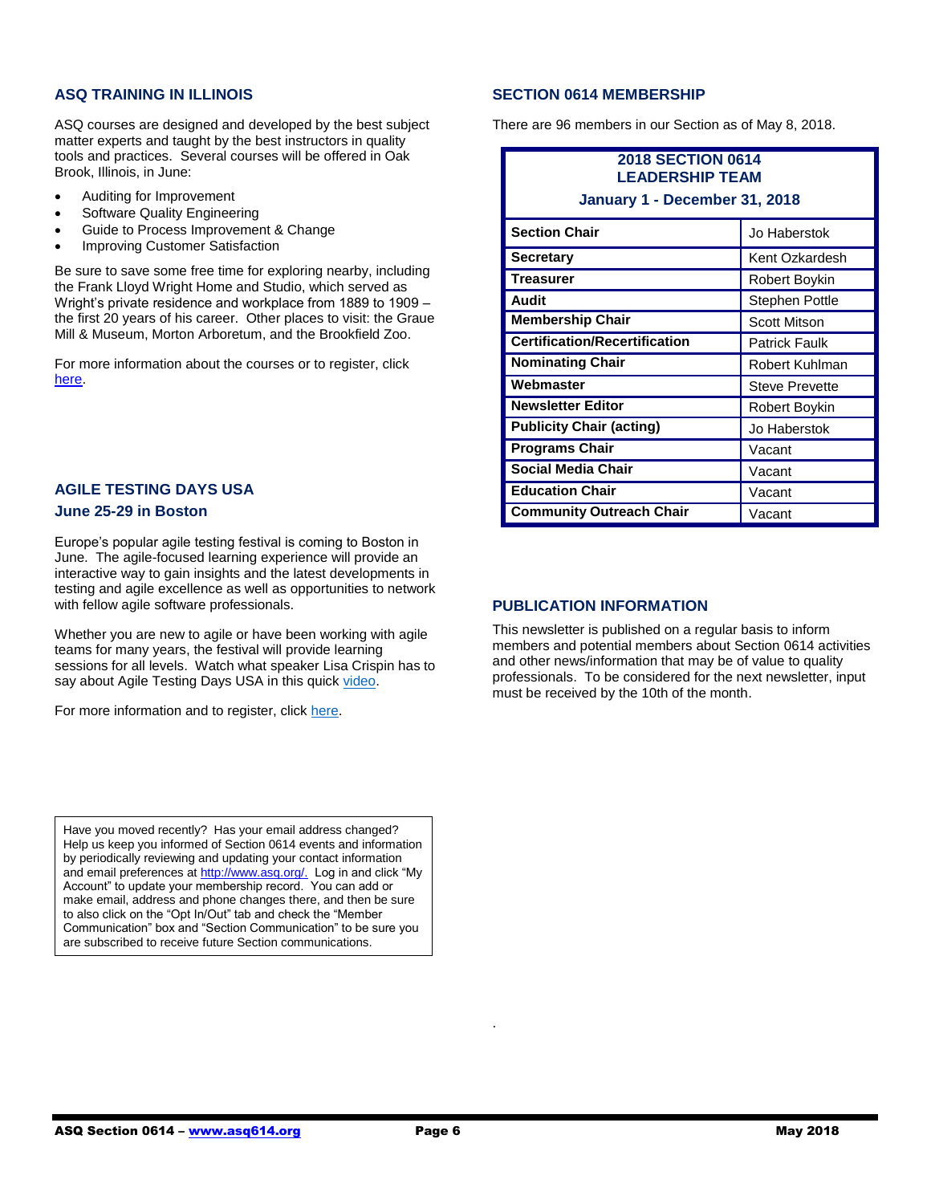## ASQ TRAINING IN ILLINOIS

ASQ courses are designed and developed by the best subject matter experts and taught by the best instructors in quality tools and practices. Several courses will be offered in Oak Brook, Illinois, in June:

- Auditing for Improvement
- Software Quality Engineering
- Guide to Process Improvement & Change
- Improving Customer Satisfaction

Be sure to save some free time for exploring nearby, including the Frank Lloyd Wright Home and Studio, which served as Wright's private residence and workplace from 1889 to 1909 – the first 20 years of his career. Other places to visit: the Graue Mill & Museum, Morton Arboretum, and the Brookfield Zoo.

For more information about the courses or to register, click here.

## AGILE TESTING DAYS USA

### June 25-29 in Boston

Europe's popular agile testing festival is coming to Boston in June. The agile-focused learning experience will provide an interactive way to gain insights and the latest developments in testing and agile excellence as well as opportunities to network with fellow agile software professionals.

Whether you are new to agile or have been working with agile teams for many years, the festival will provide learning sessions for all levels. Watch what speaker Lisa Crispin has to say about Agile Testing Days USA in this quick video.

For more information and to register, click here.

Have you moved recently? Has your email address changed? Help us keep you informed of Section 0614 events and information by periodically reviewing and updating your contact information and email preferences at http://www.asq.org/. Log in and click "My Account" to update your membership record. You can add or make email, address and phone changes there, and then be sure to also click on the "Opt In/Out" tab and check the "Member Communication" box and "Section Communication" to be sure you are subscribed to receive future Section communications.

## SECTION 0614 MEMBERSHIP

There are 96 members in our Section as of May 8, 2018.

**2018 SECTION 0614 LEADERSHIP TEAM**
**January 1 - December 31, 2018**

| | |
|---|---|
| **Section Chair** | Jo Haberstok |
| **Secretary** | Kent Ozkardesh |
| **Treasurer** | Robert Boykin |
| **Audit** | Stephen Pottle |
| **Membership Chair** | Scott Mitson |
| **Certification/Recertification** | Patrick Faulk |
| **Nominating Chair** | Robert Kuhlman |
| **Webmaster** | Steve Prevette |
| **Newsletter Editor** | Robert Boykin |
| **Publicity Chair (acting)** | Jo Haberstok |
| **Programs Chair** | Vacant |
| **Social Media Chair** | Vacant |
| **Education Chair** | Vacant |
| **Community Outreach Chair** | Vacant |

## PUBLICATION INFORMATION

This newsletter is published on a regular basis to inform members and potential members about Section 0614 activities and other news/information that may be of value to quality professionals. To be considered for the next newsletter, input must be received by the 10th of the month.